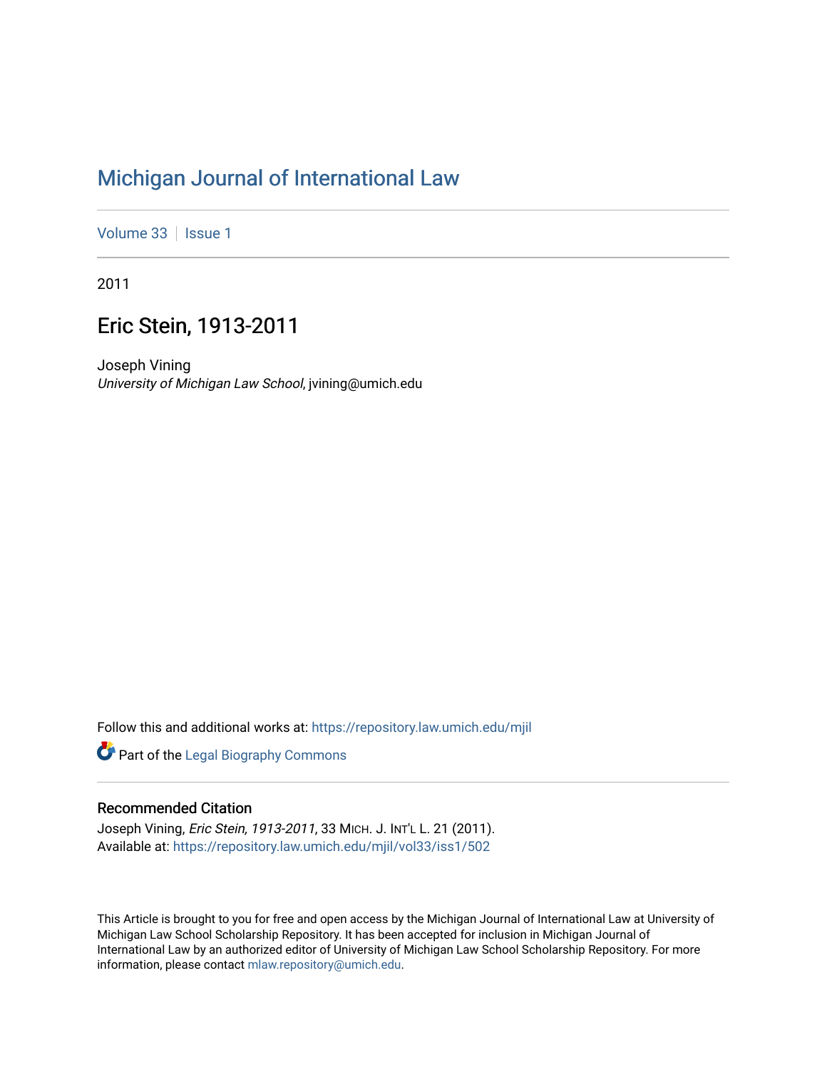# Michigan Journal of International Law

Volume 33 | Issue 1

2011

## Eric Stein, 1913-2011

Joseph Vining
*University of Michigan Law School*, jvining@umich.edu

Follow this and additional works at: https://repository.law.umich.edu/mjil

Part of the Legal Biography Commons

### Recommended Citation

Joseph Vining, *Eric Stein, 1913-2011*, 33 MICH. J. INT'L L. 21 (2011).
Available at: https://repository.law.umich.edu/mjil/vol33/iss1/502

This Article is brought to you for free and open access by the Michigan Journal of International Law at University of Michigan Law School Scholarship Repository. It has been accepted for inclusion in Michigan Journal of International Law by an authorized editor of University of Michigan Law School Scholarship Repository. For more information, please contact mlaw.repository@umich.edu.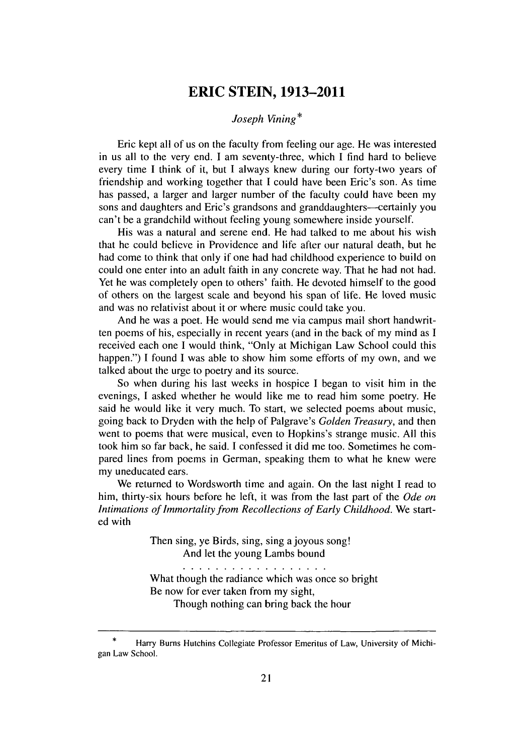# ERIC STEIN, 1913–2011

*Joseph Vining**

Eric kept all of us on the faculty from feeling our age. He was interested in us all to the very end. I am seventy-three, which I find hard to believe every time I think of it, but I always knew during our forty-two years of friendship and working together that I could have been Eric's son. As time has passed, a larger and larger number of the faculty could have been my sons and daughters and Eric's grandsons and granddaughters—certainly you can't be a grandchild without feeling young somewhere inside yourself.

His was a natural and serene end. He had talked to me about his wish that he could believe in Providence and life after our natural death, but he had come to think that only if one had had childhood experience to build on could one enter into an adult faith in any concrete way. That he had not had. Yet he was completely open to others' faith. He devoted himself to the good of others on the largest scale and beyond his span of life. He loved music and was no relativist about it or where music could take you.

And he was a poet. He would send me via campus mail short handwritten poems of his, especially in recent years (and in the back of my mind as I received each one I would think, "Only at Michigan Law School could this happen.") I found I was able to show him some efforts of my own, and we talked about the urge to poetry and its source.

So when during his last weeks in hospice I began to visit him in the evenings, I asked whether he would like me to read him some poetry. He said he would like it very much. To start, we selected poems about music, going back to Dryden with the help of Palgrave's *Golden Treasury*, and then went to poems that were musical, even to Hopkins's strange music. All this took him so far back, he said. I confessed it did me too. Sometimes he compared lines from poems in German, speaking them to what he knew were my uneducated ears.

We returned to Wordsworth time and again. On the last night I read to him, thirty-six hours before he left, it was from the last part of the *Ode on Intimations of Immortality from Recollections of Early Childhood*. We started with

> Then sing, ye Birds, sing, sing a joyous song!
> &nbsp;&nbsp;&nbsp;&nbsp;And let the young Lambs bound
>
> . . . . . . . . . . . . . . . . .
>
> What though the radiance which was once so bright
> Be now for ever taken from my sight,
> &nbsp;&nbsp;&nbsp;&nbsp;Though nothing can bring back the hour

---

\* Harry Burns Hutchins Collegiate Professor Emeritus of Law, University of Michigan Law School.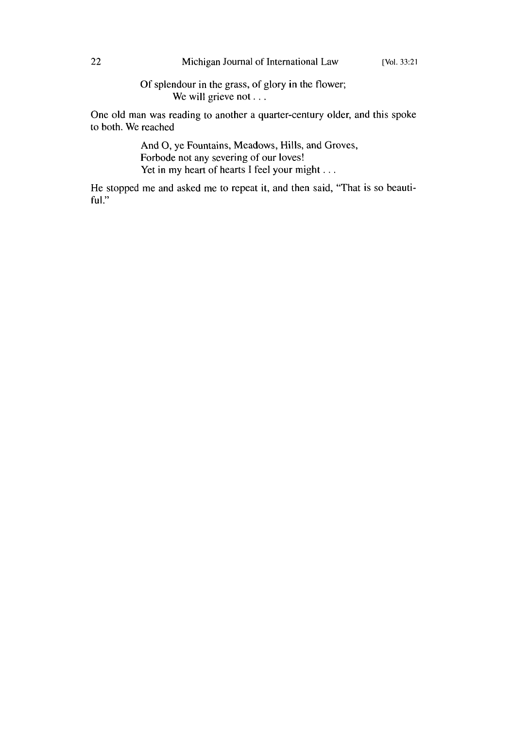> Of splendour in the grass, of glory in the flower;
> We will grieve not . . .

One old man was reading to another a quarter-century older, and this spoke to both. We reached

> And O, ye Fountains, Meadows, Hills, and Groves,
> Forbode not any severing of our loves!
> Yet in my heart of hearts I feel your might . . .

He stopped me and asked me to repeat it, and then said, "That is so beautiful."